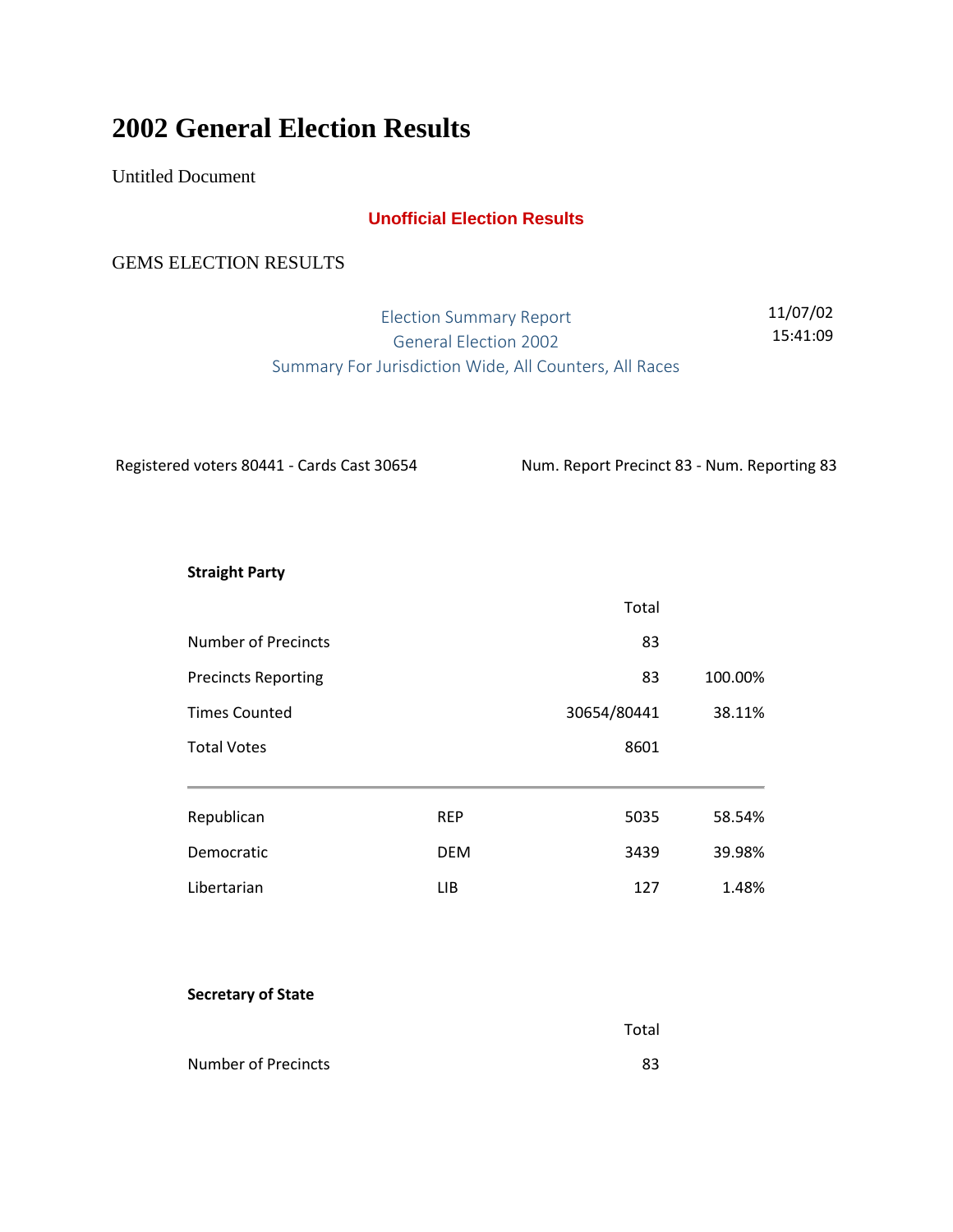# 2002 General Election Results

Untitled Document

**Unofficial Election Results**

GEMS ELECTION RESULTS

Election Summary Report
General Election 2002
Summary For Jurisdiction Wide, All Counters, All Races

11/07/02
15:41:09

Registered voters 80441 - Cards Cast 30654

Num. Report Precinct 83 - Num. Reporting 83

**Straight Party**

| | | Total | |
|---|---|---|---|
| Number of Precincts | | 83 | |
| Precincts Reporting | | 83 | 100.00% |
| Times Counted | | 30654/80441 | 38.11% |
| Total Votes | | 8601 | |
| Republican | REP | 5035 | 58.54% |
| Democratic | DEM | 3439 | 39.98% |
| Libertarian | LIB | 127 | 1.48% |

**Secretary of State**

| | | Total | |
|---|---|---|---|
| Number of Precincts | | 83 | |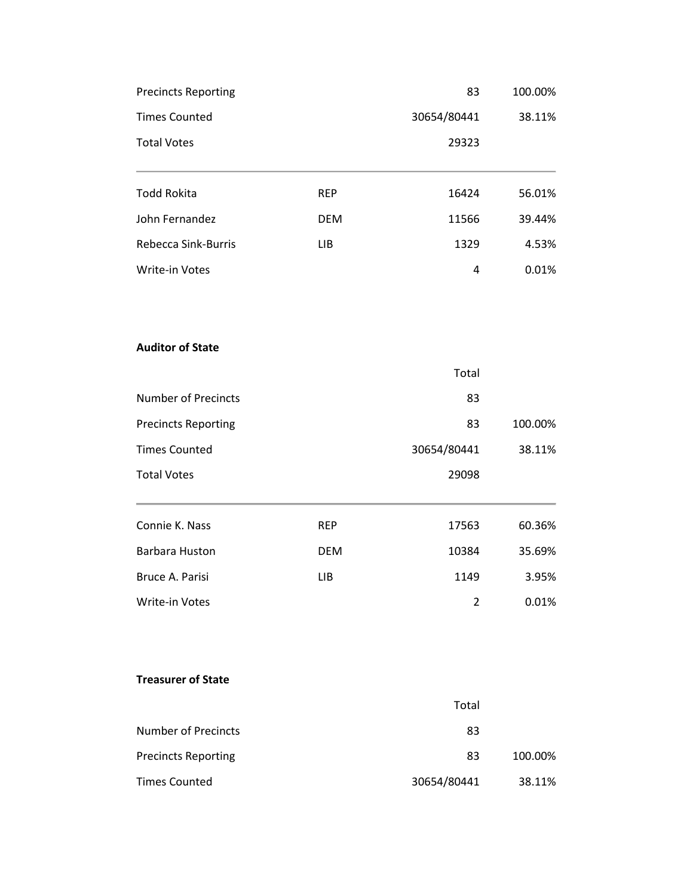| | | | |
|---|---|---|---|
| Precincts Reporting | | 83 | 100.00% |
| Times Counted | | 30654/80441 | 38.11% |
| Total Votes | | 29323 | |

| | | | |
|---|---|---|---|
| Todd Rokita | REP | 16424 | 56.01% |
| John Fernandez | DEM | 11566 | 39.44% |
| Rebecca Sink-Burris | LIB | 1329 | 4.53% |
| Write-in Votes | | 4 | 0.01% |

**Auditor of State**

| | | Total | |
|---|---|---|---|
| Number of Precincts | | 83 | |
| Precincts Reporting | | 83 | 100.00% |
| Times Counted | | 30654/80441 | 38.11% |
| Total Votes | | 29098 | |

| | | | |
|---|---|---|---|
| Connie K. Nass | REP | 17563 | 60.36% |
| Barbara Huston | DEM | 10384 | 35.69% |
| Bruce A. Parisi | LIB | 1149 | 3.95% |
| Write-in Votes | | 2 | 0.01% |

**Treasurer of State**

| | | Total | |
|---|---|---|---|
| Number of Precincts | | 83 | |
| Precincts Reporting | | 83 | 100.00% |
| Times Counted | | 30654/80441 | 38.11% |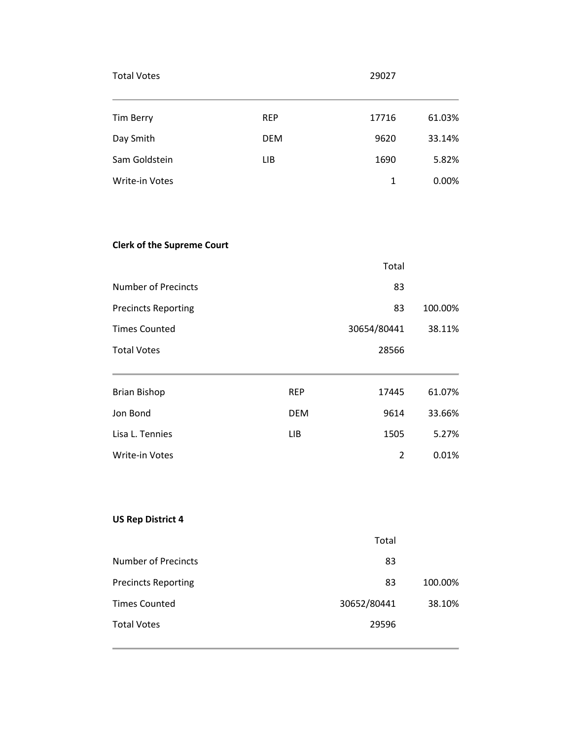| | | | |
|---|---|---|---|
| Total Votes | | 29027 | |

| | | | |
|---|---|---|---|
| Tim Berry | REP | 17716 | 61.03% |
| Day Smith | DEM | 9620 | 33.14% |
| Sam Goldstein | LIB | 1690 | 5.82% |
| Write-in Votes | | 1 | 0.00% |

**Clerk of the Supreme Court**

| | | Total | |
|---|---|---|---|
| Number of Precincts | | 83 | |
| Precincts Reporting | | 83 | 100.00% |
| Times Counted | | 30654/80441 | 38.11% |
| Total Votes | | 28566 | |

| | | | |
|---|---|---|---|
| Brian Bishop | REP | 17445 | 61.07% |
| Jon Bond | DEM | 9614 | 33.66% |
| Lisa L. Tennies | LIB | 1505 | 5.27% |
| Write-in Votes | | 2 | 0.01% |

**US Rep District 4**

| | | Total | |
|---|---|---|---|
| Number of Precincts | | 83 | |
| Precincts Reporting | | 83 | 100.00% |
| Times Counted | | 30652/80441 | 38.10% |
| Total Votes | | 29596 | |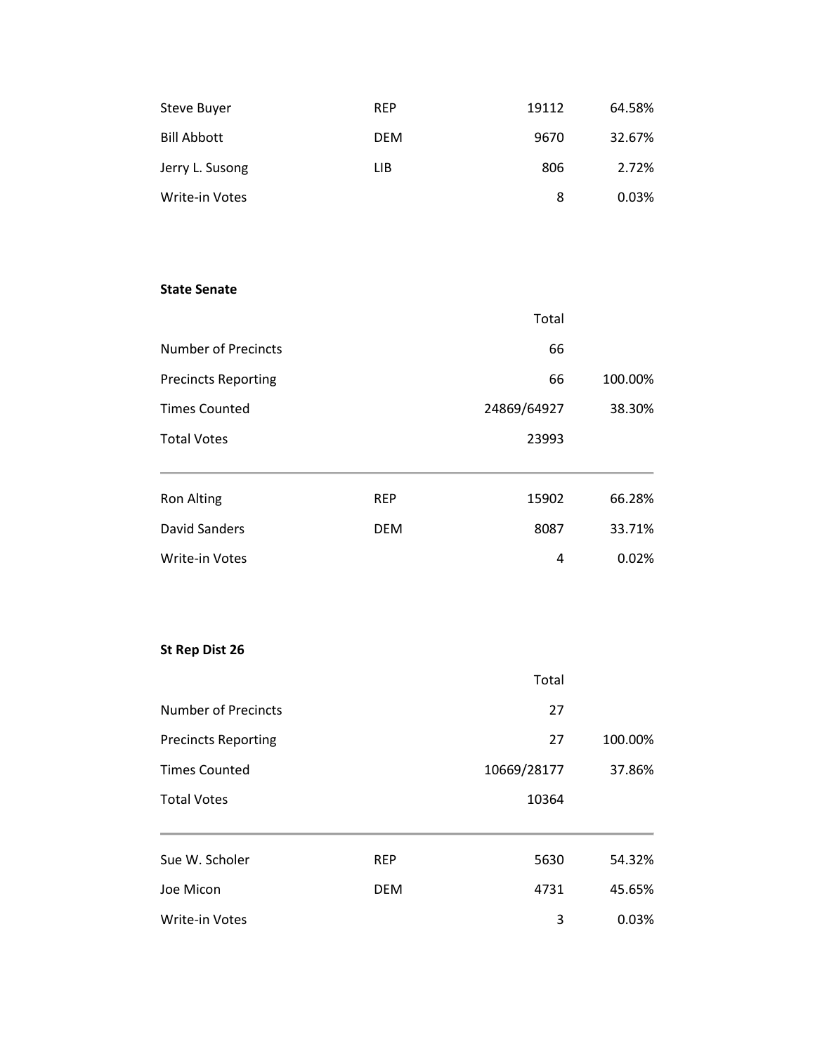| | | | |
|---|---|---|---|
| Steve Buyer | REP | 19112 | 64.58% |
| Bill Abbott | DEM | 9670 | 32.67% |
| Jerry L. Susong | LIB | 806 | 2.72% |
| Write-in Votes | | 8 | 0.03% |

**State Senate**

| | | Total | |
|---|---|---|---|
| Number of Precincts | | 66 | |
| Precincts Reporting | | 66 | 100.00% |
| Times Counted | | 24869/64927 | 38.30% |
| Total Votes | | 23993 | |
| Ron Alting | REP | 15902 | 66.28% |
| David Sanders | DEM | 8087 | 33.71% |
| Write-in Votes | | 4 | 0.02% |

**St Rep Dist 26**

| | | Total | |
|---|---|---|---|
| Number of Precincts | | 27 | |
| Precincts Reporting | | 27 | 100.00% |
| Times Counted | | 10669/28177 | 37.86% |
| Total Votes | | 10364 | |
| Sue W. Scholer | REP | 5630 | 54.32% |
| Joe Micon | DEM | 4731 | 45.65% |
| Write-in Votes | | 3 | 0.03% |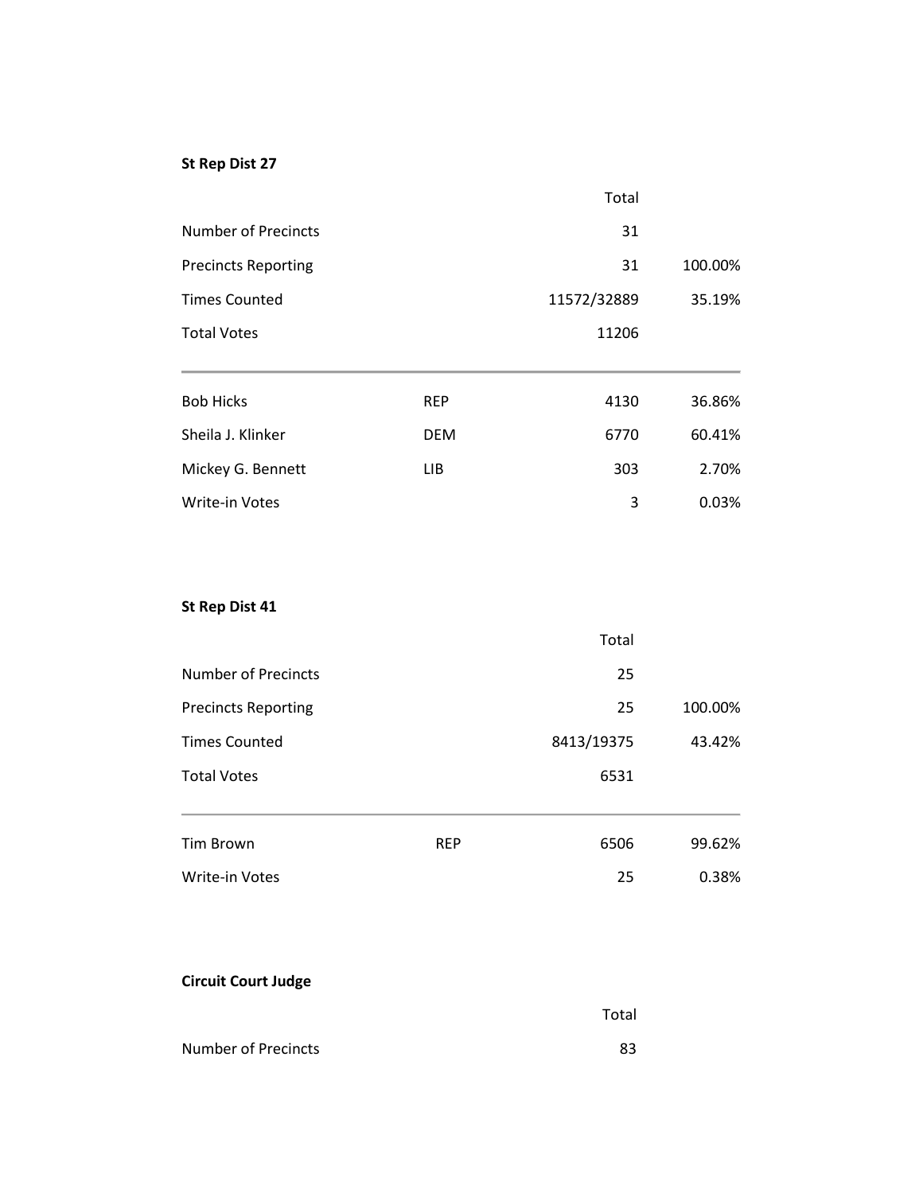**St Rep Dist 27**

| | | Total | |
|---|---|---|---|
| Number of Precincts | | 31 | |
| Precincts Reporting | | 31 | 100.00% |
| Times Counted | | 11572/32889 | 35.19% |
| Total Votes | | 11206 | |

| | | | |
|---|---|---|---|
| Bob Hicks | REP | 4130 | 36.86% |
| Sheila J. Klinker | DEM | 6770 | 60.41% |
| Mickey G. Bennett | LIB | 303 | 2.70% |
| Write-in Votes | | 3 | 0.03% |

**St Rep Dist 41**

| | | Total | |
|---|---|---|---|
| Number of Precincts | | 25 | |
| Precincts Reporting | | 25 | 100.00% |
| Times Counted | | 8413/19375 | 43.42% |
| Total Votes | | 6531 | |

| | | | |
|---|---|---|---|
| Tim Brown | REP | 6506 | 99.62% |
| Write-in Votes | | 25 | 0.38% |

**Circuit Court Judge**

| | | Total | |
|---|---|---|---|
| Number of Precincts | | 83 | |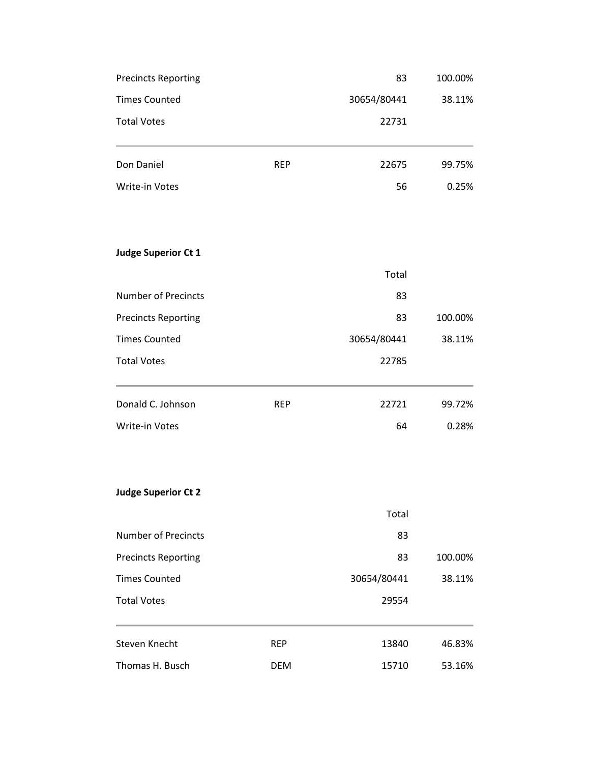| | | | |
|---|---|---|---|
| Precincts Reporting | | 83 | 100.00% |
| Times Counted | | 30654/80441 | 38.11% |
| Total Votes | | 22731 | |
| Don Daniel | REP | 22675 | 99.75% |
| Write-in Votes | | 56 | 0.25% |

**Judge Superior Ct 1**

| | | Total | |
|---|---|---|---|
| Number of Precincts | | 83 | |
| Precincts Reporting | | 83 | 100.00% |
| Times Counted | | 30654/80441 | 38.11% |
| Total Votes | | 22785 | |
| Donald C. Johnson | REP | 22721 | 99.72% |
| Write-in Votes | | 64 | 0.28% |

**Judge Superior Ct 2**

| | | Total | |
|---|---|---|---|
| Number of Precincts | | 83 | |
| Precincts Reporting | | 83 | 100.00% |
| Times Counted | | 30654/80441 | 38.11% |
| Total Votes | | 29554 | |
| Steven Knecht | REP | 13840 | 46.83% |
| Thomas H. Busch | DEM | 15710 | 53.16% |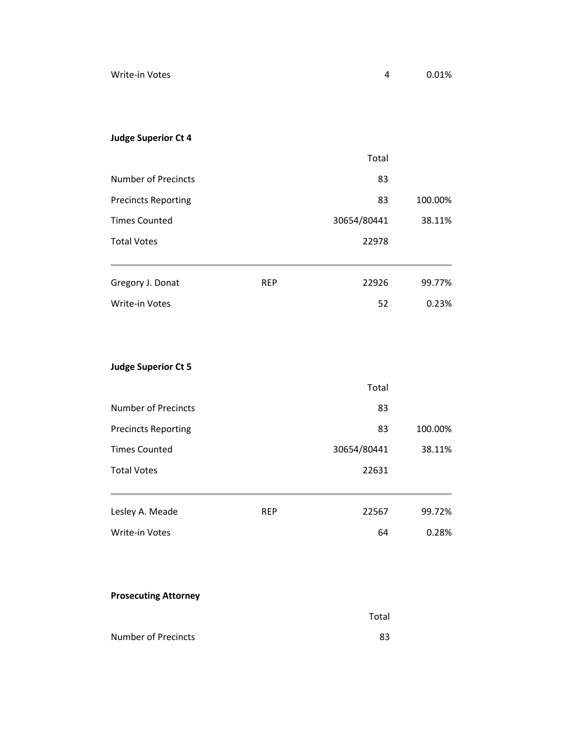| | | | |
|---|---|---|---|
| Write-in Votes | | 4 | 0.01% |

**Judge Superior Ct 4**

| | | Total | |
|---|---|---|---|
| Number of Precincts | | 83 | |
| Precincts Reporting | | 83 | 100.00% |
| Times Counted | | 30654/80441 | 38.11% |
| Total Votes | | 22978 | |
| Gregory J. Donat | REP | 22926 | 99.77% |
| Write-in Votes | | 52 | 0.23% |

**Judge Superior Ct 5**

| | | Total | |
|---|---|---|---|
| Number of Precincts | | 83 | |
| Precincts Reporting | | 83 | 100.00% |
| Times Counted | | 30654/80441 | 38.11% |
| Total Votes | | 22631 | |
| Lesley A. Meade | REP | 22567 | 99.72% |
| Write-in Votes | | 64 | 0.28% |

**Prosecuting Attorney**

| | | Total | |
|---|---|---|---|
| Number of Precincts | | 83 | |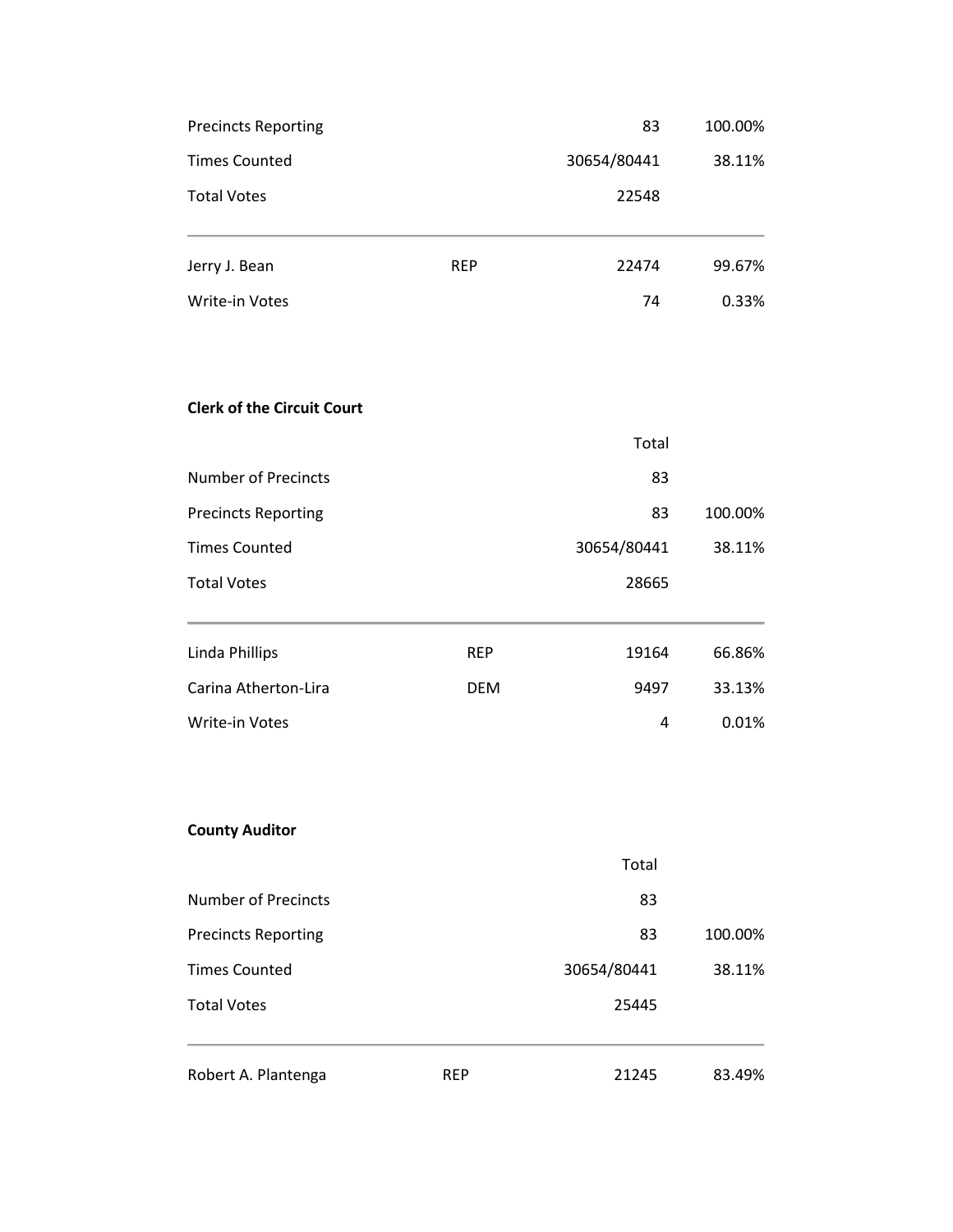| | | | |
|---|---|---|---|
| Precincts Reporting | | 83 | 100.00% |
| Times Counted | | 30654/80441 | 38.11% |
| Total Votes | | 22548 | |
| Jerry J. Bean | REP | 22474 | 99.67% |
| Write-in Votes | | 74 | 0.33% |

**Clerk of the Circuit Court**

| | | Total | |
|---|---|---|---|
| Number of Precincts | | 83 | |
| Precincts Reporting | | 83 | 100.00% |
| Times Counted | | 30654/80441 | 38.11% |
| Total Votes | | 28665 | |
| Linda Phillips | REP | 19164 | 66.86% |
| Carina Atherton-Lira | DEM | 9497 | 33.13% |
| Write-in Votes | | 4 | 0.01% |

**County Auditor**

| | | Total | |
|---|---|---|---|
| Number of Precincts | | 83 | |
| Precincts Reporting | | 83 | 100.00% |
| Times Counted | | 30654/80441 | 38.11% |
| Total Votes | | 25445 | |
| Robert A. Plantenga | REP | 21245 | 83.49% |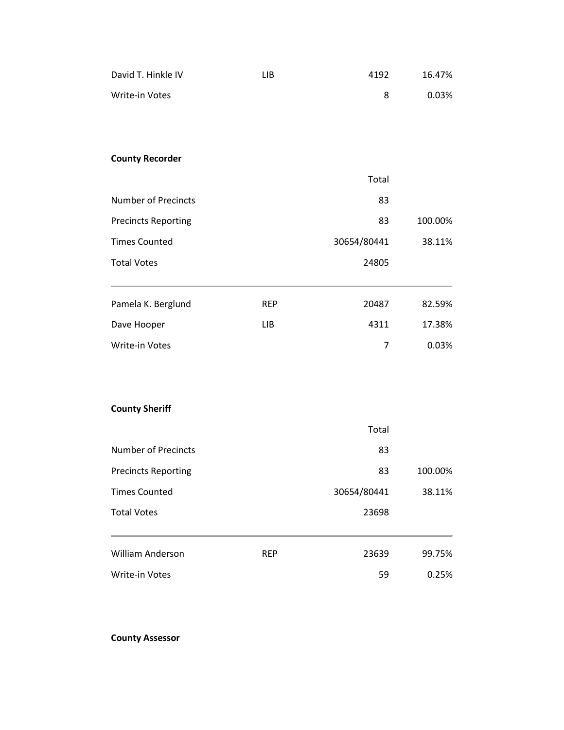| | | | |
|---|---|---|---|
| David T. Hinkle IV | LIB | 4192 | 16.47% |
| Write-in Votes | | 8 | 0.03% |

**County Recorder**

| | | Total | |
|---|---|---|---|
| Number of Precincts | | 83 | |
| Precincts Reporting | | 83 | 100.00% |
| Times Counted | | 30654/80441 | 38.11% |
| Total Votes | | 24805 | |
| Pamela K. Berglund | REP | 20487 | 82.59% |
| Dave Hooper | LIB | 4311 | 17.38% |
| Write-in Votes | | 7 | 0.03% |

**County Sheriff**

| | | Total | |
|---|---|---|---|
| Number of Precincts | | 83 | |
| Precincts Reporting | | 83 | 100.00% |
| Times Counted | | 30654/80441 | 38.11% |
| Total Votes | | 23698 | |
| William Anderson | REP | 23639 | 99.75% |
| Write-in Votes | | 59 | 0.25% |

**County Assessor**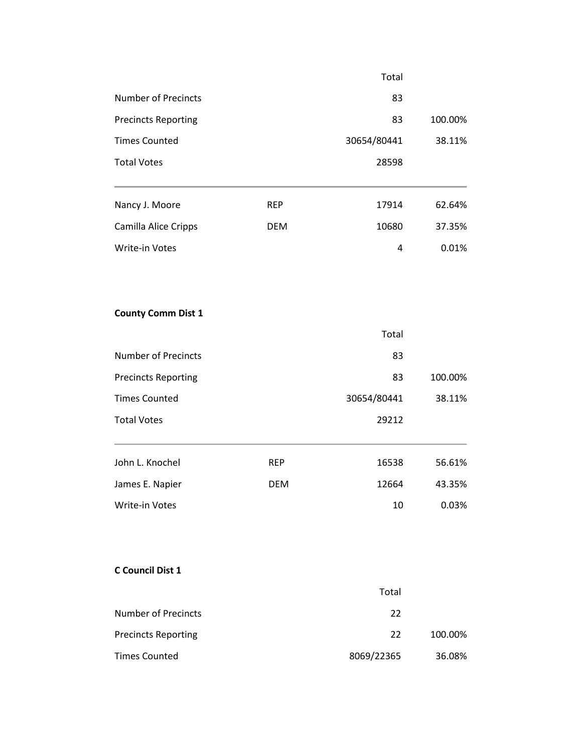| | | Total | |
|---|---|---|---|
| Number of Precincts | | 83 | |
| Precincts Reporting | | 83 | 100.00% |
| Times Counted | | 30654/80441 | 38.11% |
| Total Votes | | 28598 | |
| Nancy J. Moore | REP | 17914 | 62.64% |
| Camilla Alice Cripps | DEM | 10680 | 37.35% |
| Write-in Votes | | 4 | 0.01% |

**County Comm Dist 1**

| | | Total | |
|---|---|---|---|
| Number of Precincts | | 83 | |
| Precincts Reporting | | 83 | 100.00% |
| Times Counted | | 30654/80441 | 38.11% |
| Total Votes | | 29212 | |
| John L. Knochel | REP | 16538 | 56.61% |
| James E. Napier | DEM | 12664 | 43.35% |
| Write-in Votes | | 10 | 0.03% |

**C Council Dist 1**

| | | Total | |
|---|---|---|---|
| Number of Precincts | | 22 | |
| Precincts Reporting | | 22 | 100.00% |
| Times Counted | | 8069/22365 | 36.08% |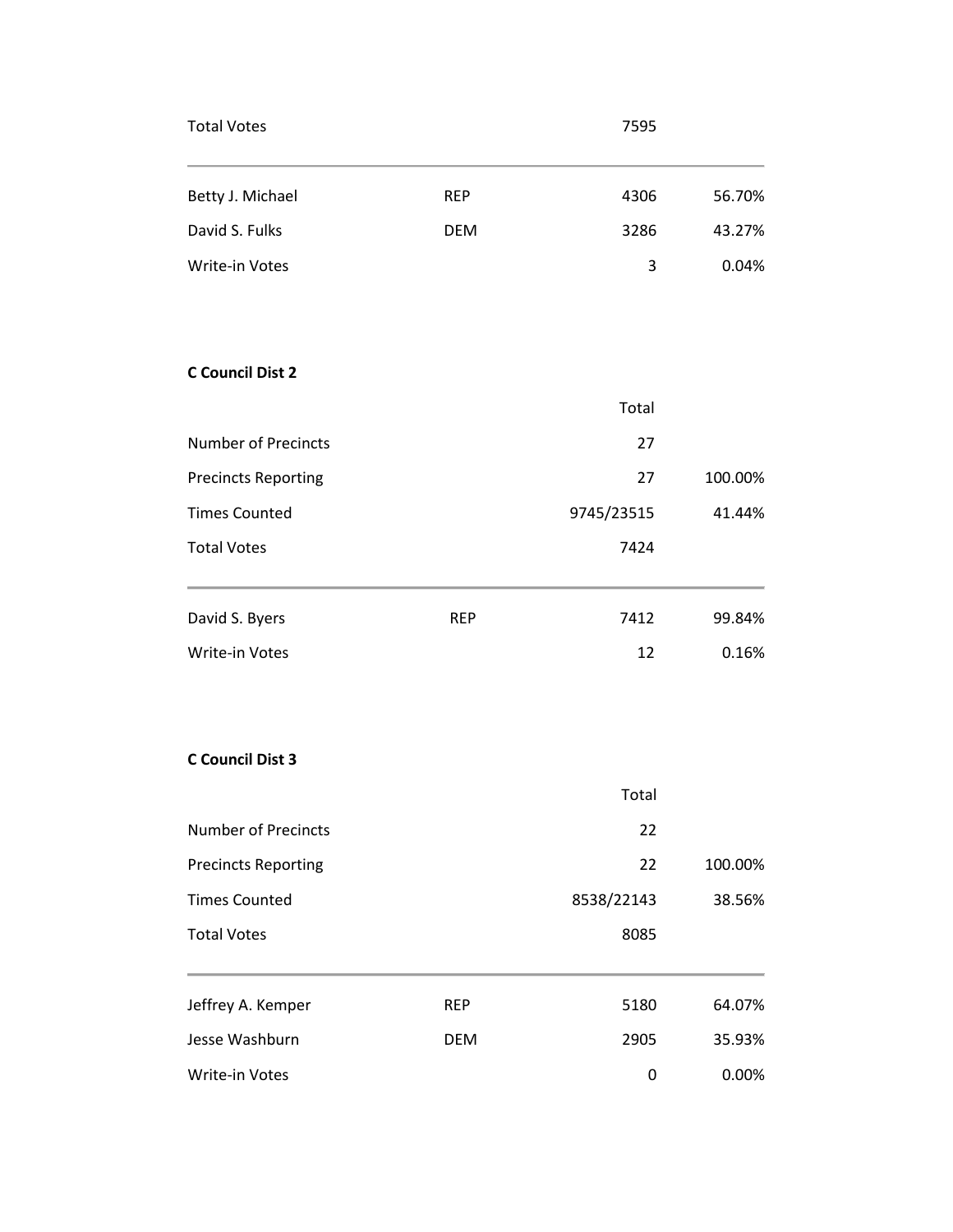| | | | |
|---|---|---|---|
| Total Votes | | 7595 | |
| Betty J. Michael | REP | 4306 | 56.70% |
| David S. Fulks | DEM | 3286 | 43.27% |
| Write-in Votes | | 3 | 0.04% |

**C Council Dist 2**

| | | Total | |
|---|---|---|---|
| Number of Precincts | | 27 | |
| Precincts Reporting | | 27 | 100.00% |
| Times Counted | | 9745/23515 | 41.44% |
| Total Votes | | 7424 | |
| David S. Byers | REP | 7412 | 99.84% |
| Write-in Votes | | 12 | 0.16% |

**C Council Dist 3**

| | | Total | |
|---|---|---|---|
| Number of Precincts | | 22 | |
| Precincts Reporting | | 22 | 100.00% |
| Times Counted | | 8538/22143 | 38.56% |
| Total Votes | | 8085 | |
| Jeffrey A. Kemper | REP | 5180 | 64.07% |
| Jesse Washburn | DEM | 2905 | 35.93% |
| Write-in Votes | | 0 | 0.00% |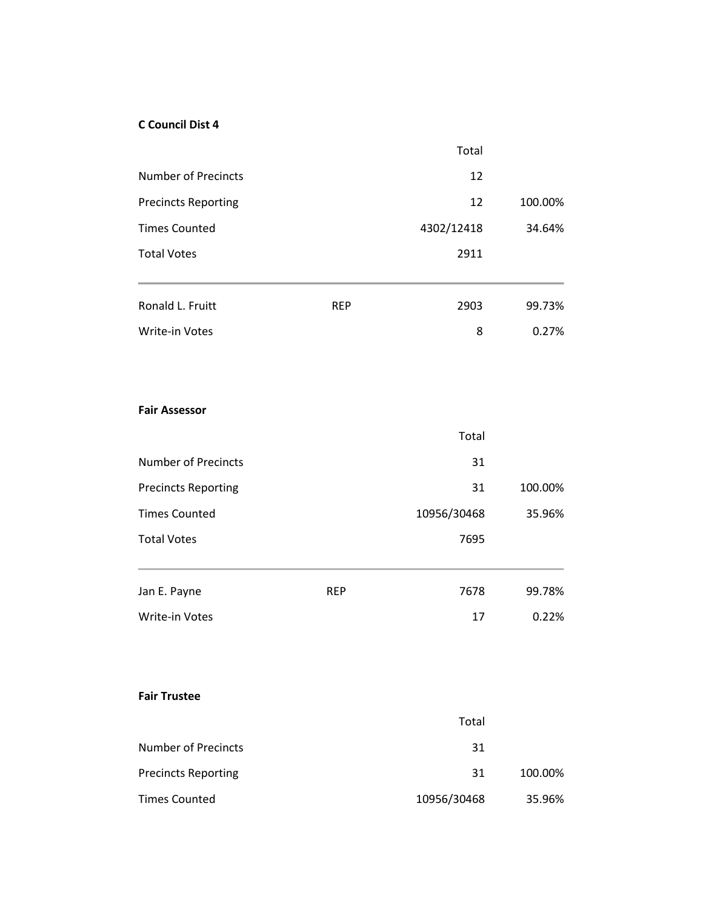**C Council Dist 4**

| | | Total | |
|---|---|---|---|
| Number of Precincts | | 12 | |
| Precincts Reporting | | 12 | 100.00% |
| Times Counted | | 4302/12418 | 34.64% |
| Total Votes | | 2911 | |
| Ronald L. Fruitt | REP | 2903 | 99.73% |
| Write-in Votes | | 8 | 0.27% |

**Fair Assessor**

| | | Total | |
|---|---|---|---|
| Number of Precincts | | 31 | |
| Precincts Reporting | | 31 | 100.00% |
| Times Counted | | 10956/30468 | 35.96% |
| Total Votes | | 7695 | |
| Jan E. Payne | REP | 7678 | 99.78% |
| Write-in Votes | | 17 | 0.22% |

**Fair Trustee**

| | | Total | |
|---|---|---|---|
| Number of Precincts | | 31 | |
| Precincts Reporting | | 31 | 100.00% |
| Times Counted | | 10956/30468 | 35.96% |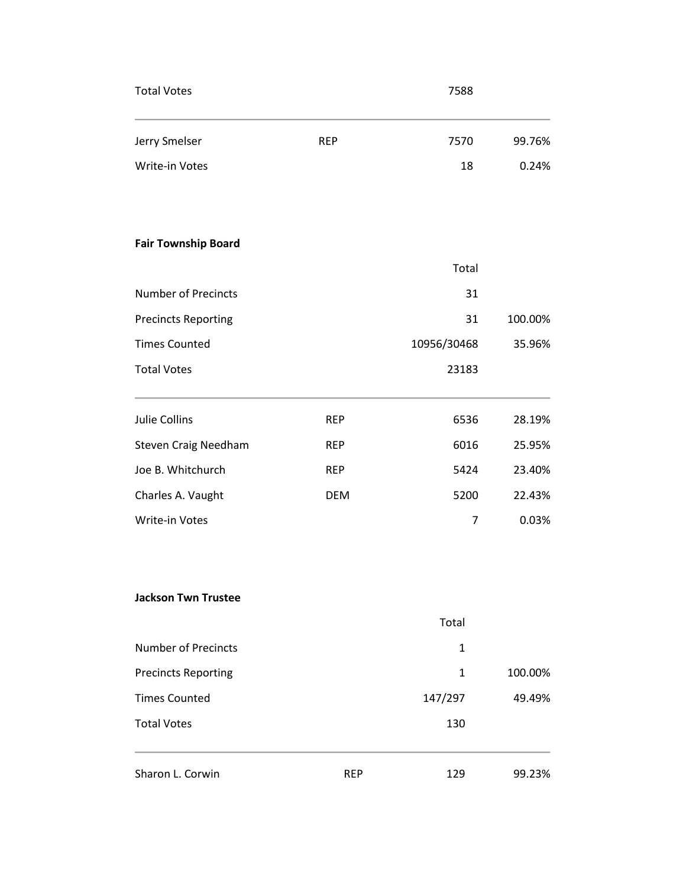| | | | |
|---|---|---|---|
| Total Votes | | 7588 | |
| Jerry Smelser | REP | 7570 | 99.76% |
| Write-in Votes | | 18 | 0.24% |

**Fair Township Board**

| | | Total | |
|---|---|---|---|
| Number of Precincts | | 31 | |
| Precincts Reporting | | 31 | 100.00% |
| Times Counted | | 10956/30468 | 35.96% |
| Total Votes | | 23183 | |
| Julie Collins | REP | 6536 | 28.19% |
| Steven Craig Needham | REP | 6016 | 25.95% |
| Joe B. Whitchurch | REP | 5424 | 23.40% |
| Charles A. Vaught | DEM | 5200 | 22.43% |
| Write-in Votes | | 7 | 0.03% |

**Jackson Twn Trustee**

| | | Total | |
|---|---|---|---|
| Number of Precincts | | 1 | |
| Precincts Reporting | | 1 | 100.00% |
| Times Counted | | 147/297 | 49.49% |
| Total Votes | | 130 | |
| Sharon L. Corwin | REP | 129 | 99.23% |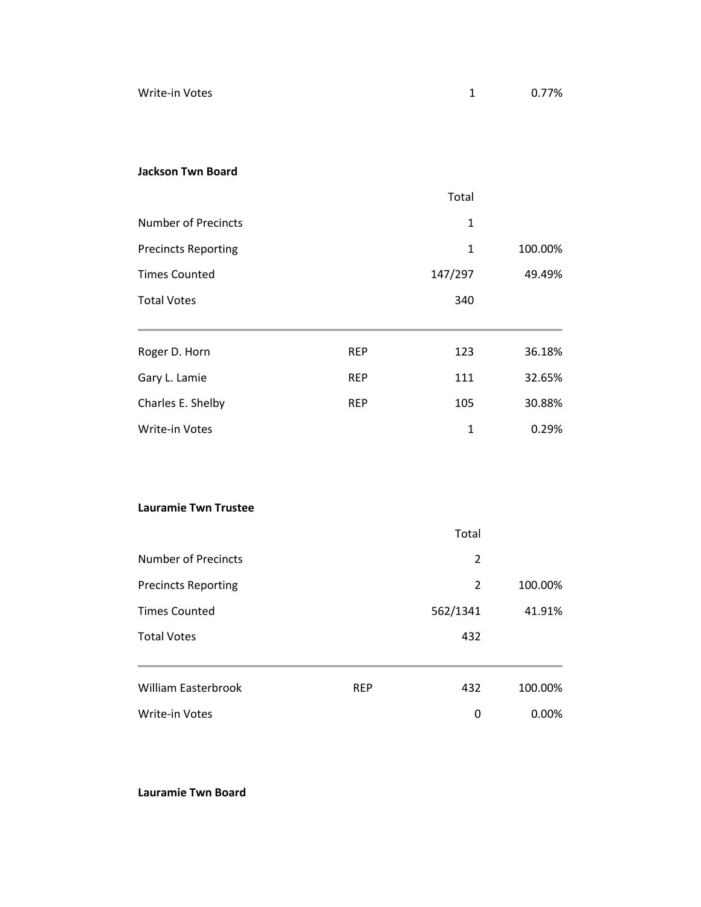| | | | |
|---|---|---|---|
| Write-in Votes | | 1 | 0.77% |

**Jackson Twn Board**

| | | Total | |
|---|---|---|---|
| Number of Precincts | | 1 | |
| Precincts Reporting | | 1 | 100.00% |
| Times Counted | | 147/297 | 49.49% |
| Total Votes | | 340 | |
| Roger D. Horn | REP | 123 | 36.18% |
| Gary L. Lamie | REP | 111 | 32.65% |
| Charles E. Shelby | REP | 105 | 30.88% |
| Write-in Votes | | 1 | 0.29% |

**Lauramie Twn Trustee**

| | | Total | |
|---|---|---|---|
| Number of Precincts | | 2 | |
| Precincts Reporting | | 2 | 100.00% |
| Times Counted | | 562/1341 | 41.91% |
| Total Votes | | 432 | |
| William Easterbrook | REP | 432 | 100.00% |
| Write-in Votes | | 0 | 0.00% |

**Lauramie Twn Board**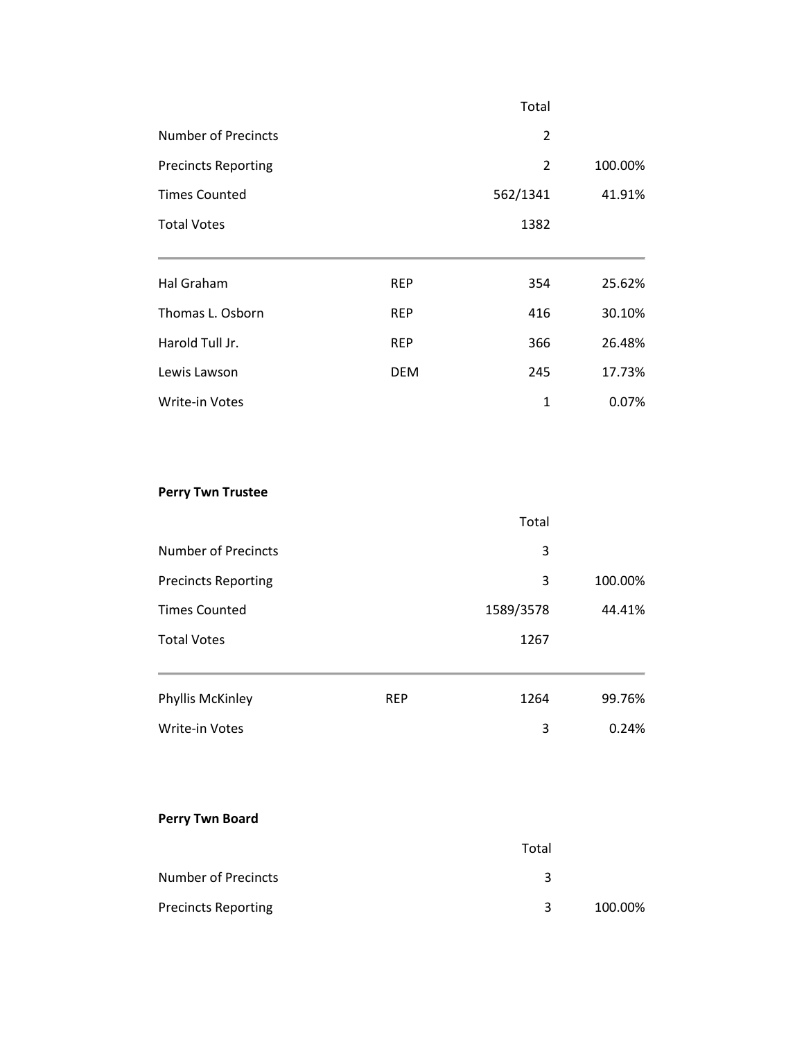| | | Total | |
|---|---|---|---|
| Number of Precincts | | 2 | |
| Precincts Reporting | | 2 | 100.00% |
| Times Counted | | 562/1341 | 41.91% |
| Total Votes | | 1382 | |
| Hal Graham | REP | 354 | 25.62% |
| Thomas L. Osborn | REP | 416 | 30.10% |
| Harold Tull Jr. | REP | 366 | 26.48% |
| Lewis Lawson | DEM | 245 | 17.73% |
| Write-in Votes | | 1 | 0.07% |

**Perry Twn Trustee**

| | | Total | |
|---|---|---|---|
| Number of Precincts | | 3 | |
| Precincts Reporting | | 3 | 100.00% |
| Times Counted | | 1589/3578 | 44.41% |
| Total Votes | | 1267 | |
| Phyllis McKinley | REP | 1264 | 99.76% |
| Write-in Votes | | 3 | 0.24% |

**Perry Twn Board**

| | | Total | |
|---|---|---|---|
| Number of Precincts | | 3 | |
| Precincts Reporting | | 3 | 100.00% |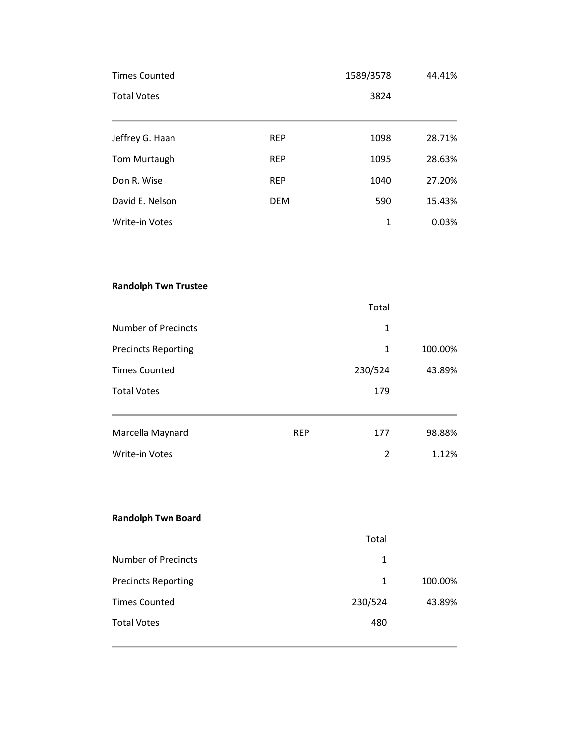| | | | |
|---|---|---|---|
| Times Counted | | 1589/3578 | 44.41% |
| Total Votes | | 3824 | |

| | | | |
|---|---|---|---|
| Jeffrey G. Haan | REP | 1098 | 28.71% |
| Tom Murtaugh | REP | 1095 | 28.63% |
| Don R. Wise | REP | 1040 | 27.20% |
| David E. Nelson | DEM | 590 | 15.43% |
| Write-in Votes | | 1 | 0.03% |

**Randolph Twn Trustee**

| | Total | |
|---|---|---|
| Number of Precincts | 1 | |
| Precincts Reporting | 1 | 100.00% |
| Times Counted | 230/524 | 43.89% |
| Total Votes | 179 | |

| | | | |
|---|---|---|---|
| Marcella Maynard | REP | 177 | 98.88% |
| Write-in Votes | | 2 | 1.12% |

**Randolph Twn Board**

| | Total | |
|---|---|---|
| Number of Precincts | 1 | |
| Precincts Reporting | 1 | 100.00% |
| Times Counted | 230/524 | 43.89% |
| Total Votes | 480 | |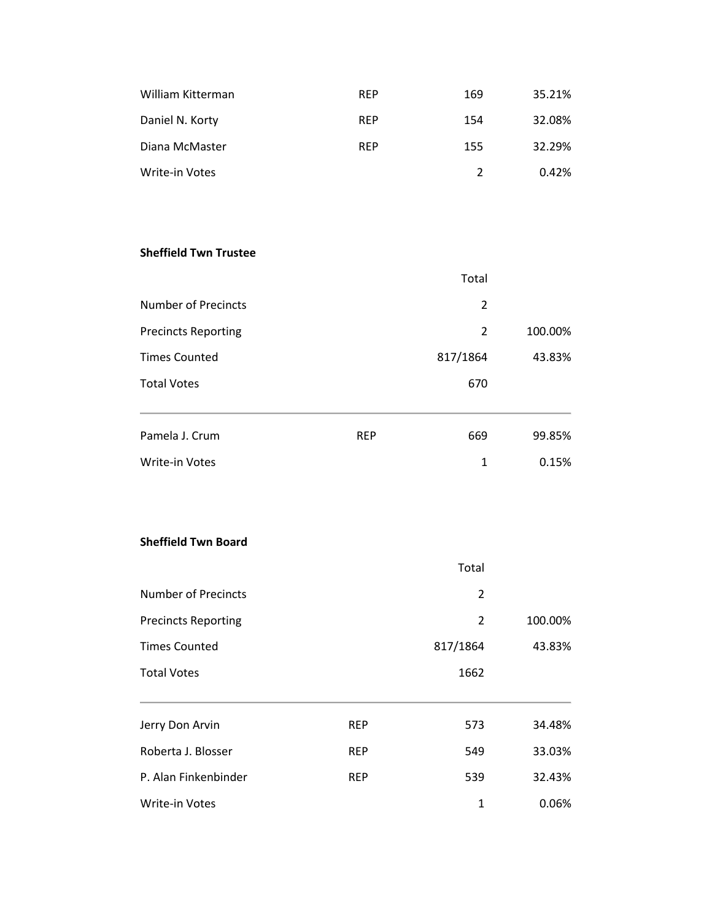| | | | |
|---|---|---|---|
| William Kitterman | REP | 169 | 35.21% |
| Daniel N. Korty | REP | 154 | 32.08% |
| Diana McMaster | REP | 155 | 32.29% |
| Write-in Votes | | 2 | 0.42% |

**Sheffield Twn Trustee**

| | | Total | |
|---|---|---|---|
| Number of Precincts | | 2 | |
| Precincts Reporting | | 2 | 100.00% |
| Times Counted | | 817/1864 | 43.83% |
| Total Votes | | 670 | |
| Pamela J. Crum | REP | 669 | 99.85% |
| Write-in Votes | | 1 | 0.15% |

**Sheffield Twn Board**

| | | Total | |
|---|---|---|---|
| Number of Precincts | | 2 | |
| Precincts Reporting | | 2 | 100.00% |
| Times Counted | | 817/1864 | 43.83% |
| Total Votes | | 1662 | |
| Jerry Don Arvin | REP | 573 | 34.48% |
| Roberta J. Blosser | REP | 549 | 33.03% |
| P. Alan Finkenbinder | REP | 539 | 32.43% |
| Write-in Votes | | 1 | 0.06% |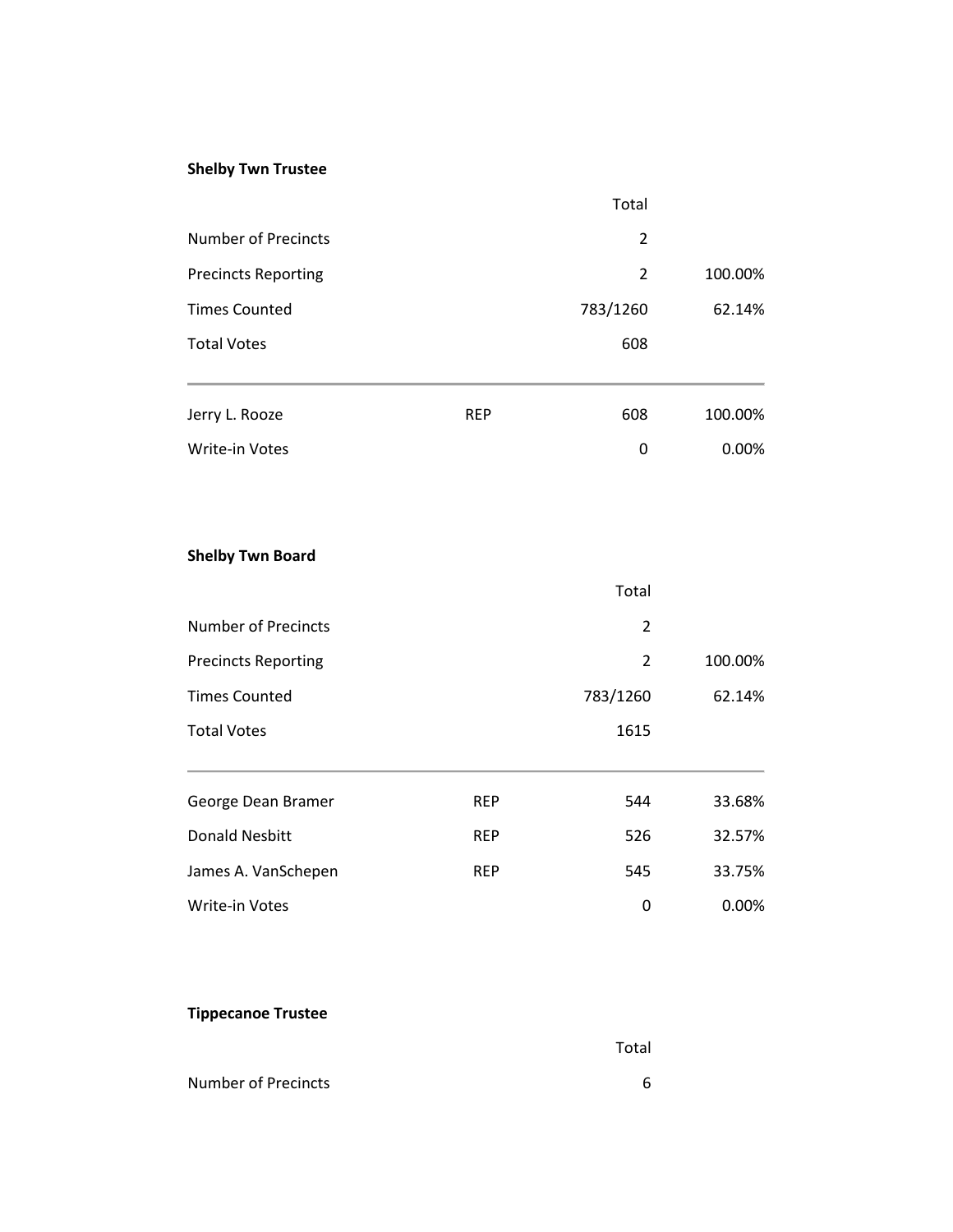**Shelby Twn Trustee**

| | | Total | |
|---|---|---|---|
| Number of Precincts | | 2 | |
| Precincts Reporting | | 2 | 100.00% |
| Times Counted | | 783/1260 | 62.14% |
| Total Votes | | 608 | |
| Jerry L. Rooze | REP | 608 | 100.00% |
| Write-in Votes | | 0 | 0.00% |

**Shelby Twn Board**

| | | Total | |
|---|---|---|---|
| Number of Precincts | | 2 | |
| Precincts Reporting | | 2 | 100.00% |
| Times Counted | | 783/1260 | 62.14% |
| Total Votes | | 1615 | |
| George Dean Bramer | REP | 544 | 33.68% |
| Donald Nesbitt | REP | 526 | 32.57% |
| James A. VanSchepen | REP | 545 | 33.75% |
| Write-in Votes | | 0 | 0.00% |

**Tippecanoe Trustee**

| | | Total | |
|---|---|---|---|
| Number of Precincts | | 6 | |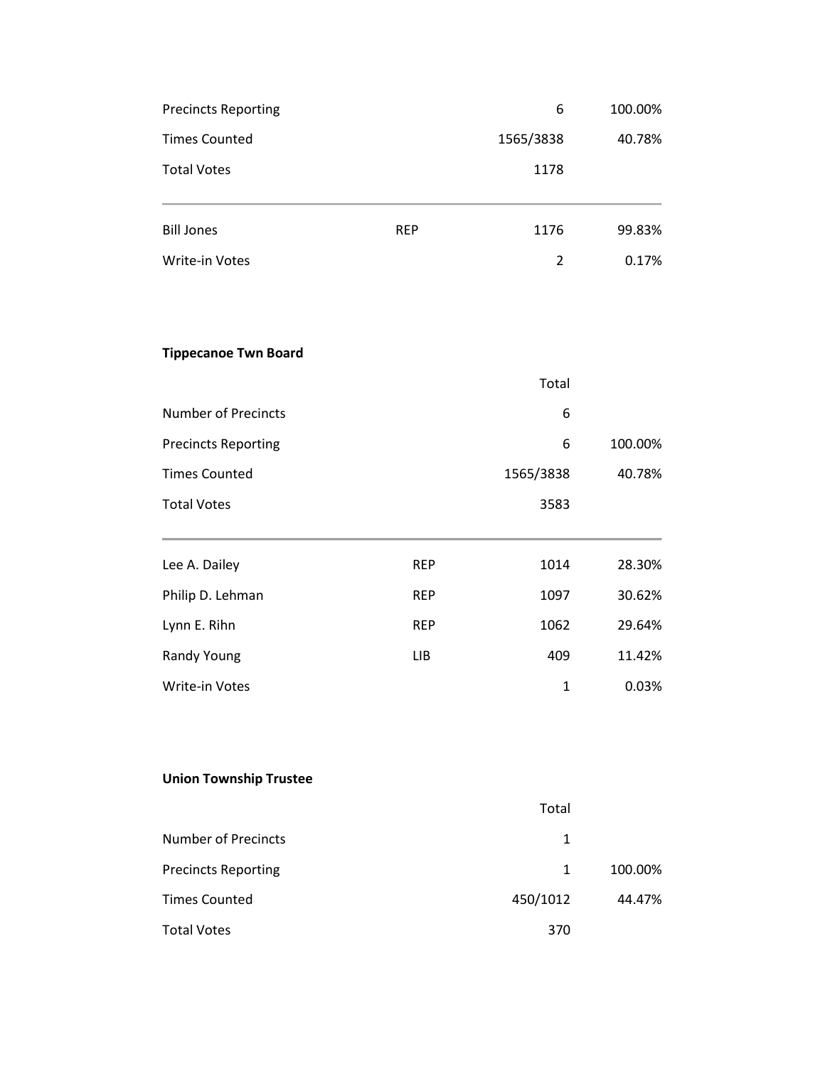| | | | |
|---|---|---|---|
| Precincts Reporting | | 6 | 100.00% |
| Times Counted | | 1565/3838 | 40.78% |
| Total Votes | | 1178 | |
| Bill Jones | REP | 1176 | 99.83% |
| Write-in Votes | | 2 | 0.17% |

**Tippecanoe Twn Board**

| | | Total | |
|---|---|---|---|
| Number of Precincts | | 6 | |
| Precincts Reporting | | 6 | 100.00% |
| Times Counted | | 1565/3838 | 40.78% |
| Total Votes | | 3583 | |
| Lee A. Dailey | REP | 1014 | 28.30% |
| Philip D. Lehman | REP | 1097 | 30.62% |
| Lynn E. Rihn | REP | 1062 | 29.64% |
| Randy Young | LIB | 409 | 11.42% |
| Write-in Votes | | 1 | 0.03% |

**Union Township Trustee**

| | | Total | |
|---|---|---|---|
| Number of Precincts | | 1 | |
| Precincts Reporting | | 1 | 100.00% |
| Times Counted | | 450/1012 | 44.47% |
| Total Votes | | 370 | |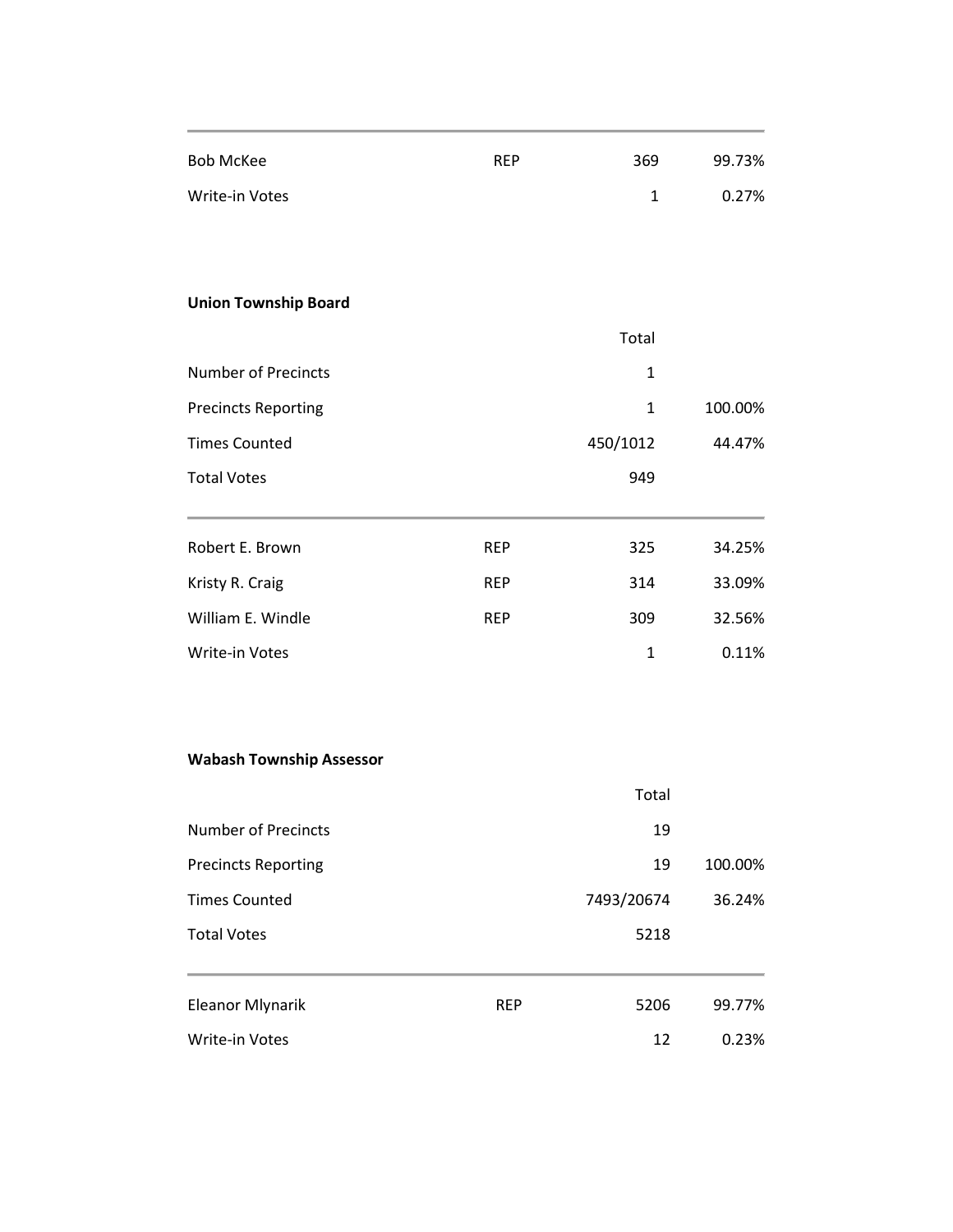| | | | |
|---|---|---|---|
| Bob McKee | REP | 369 | 99.73% |
| Write-in Votes | | 1 | 0.27% |

**Union Township Board**

| | | Total | |
|---|---|---|---|
| Number of Precincts | | 1 | |
| Precincts Reporting | | 1 | 100.00% |
| Times Counted | | 450/1012 | 44.47% |
| Total Votes | | 949 | |

| | | | |
|---|---|---|---|
| Robert E. Brown | REP | 325 | 34.25% |
| Kristy R. Craig | REP | 314 | 33.09% |
| William E. Windle | REP | 309 | 32.56% |
| Write-in Votes | | 1 | 0.11% |

**Wabash Township Assessor**

| | | Total | |
|---|---|---|---|
| Number of Precincts | | 19 | |
| Precincts Reporting | | 19 | 100.00% |
| Times Counted | | 7493/20674 | 36.24% |
| Total Votes | | 5218 | |

| | | | |
|---|---|---|---|
| Eleanor Mlynarik | REP | 5206 | 99.77% |
| Write-in Votes | | 12 | 0.23% |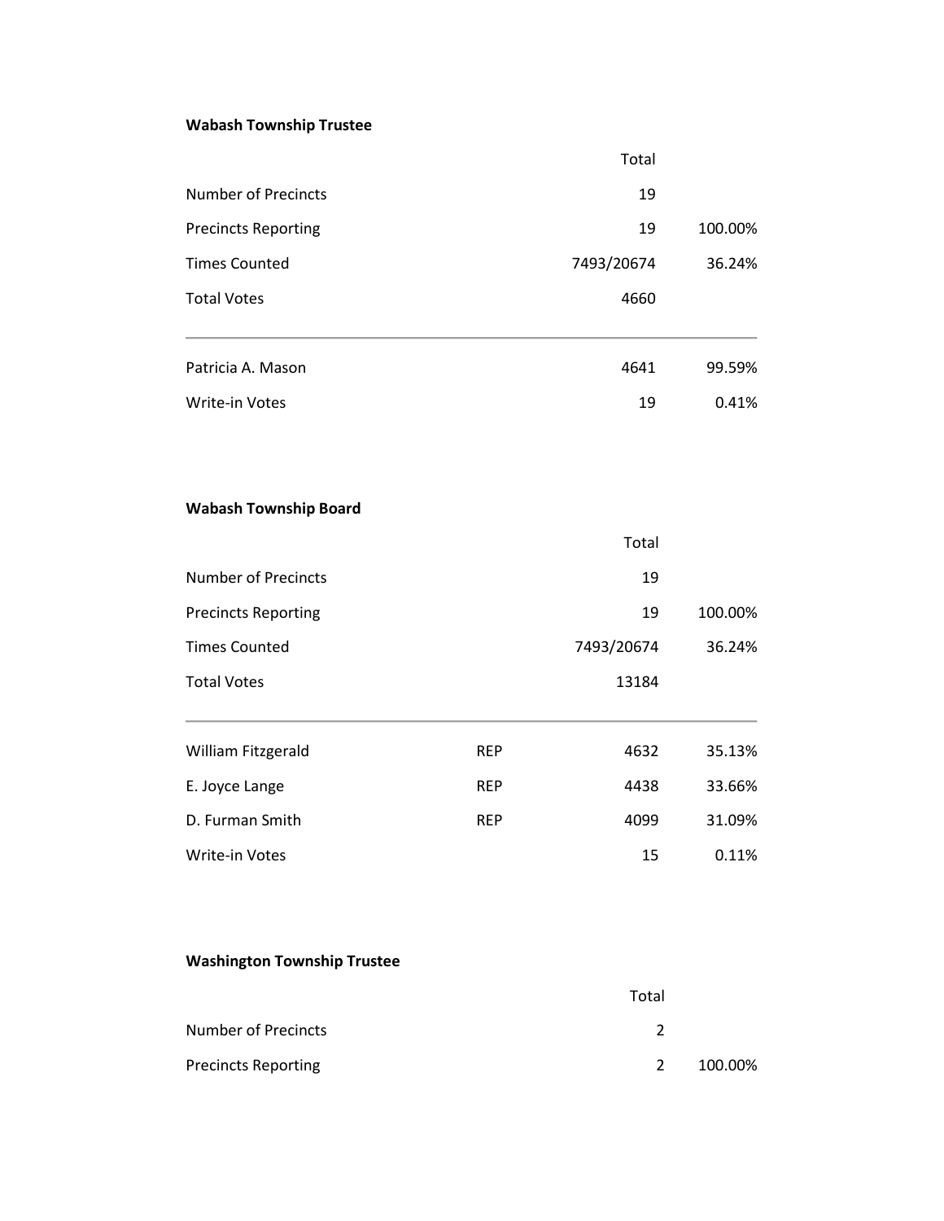**Wabash Township Trustee**

| | Total | |
|---|---|---|
| Number of Precincts | 19 | |
| Precincts Reporting | 19 | 100.00% |
| Times Counted | 7493/20674 | 36.24% |
| Total Votes | 4660 | |
| Patricia A. Mason | 4641 | 99.59% |
| Write-in Votes | 19 | 0.41% |

**Wabash Township Board**

| | | Total | |
|---|---|---|---|
| Number of Precincts | | 19 | |
| Precincts Reporting | | 19 | 100.00% |
| Times Counted | | 7493/20674 | 36.24% |
| Total Votes | | 13184 | |
| William Fitzgerald | REP | 4632 | 35.13% |
| E. Joyce Lange | REP | 4438 | 33.66% |
| D. Furman Smith | REP | 4099 | 31.09% |
| Write-in Votes | | 15 | 0.11% |

**Washington Township Trustee**

| | Total | |
|---|---|---|
| Number of Precincts | 2 | |
| Precincts Reporting | 2 | 100.00% |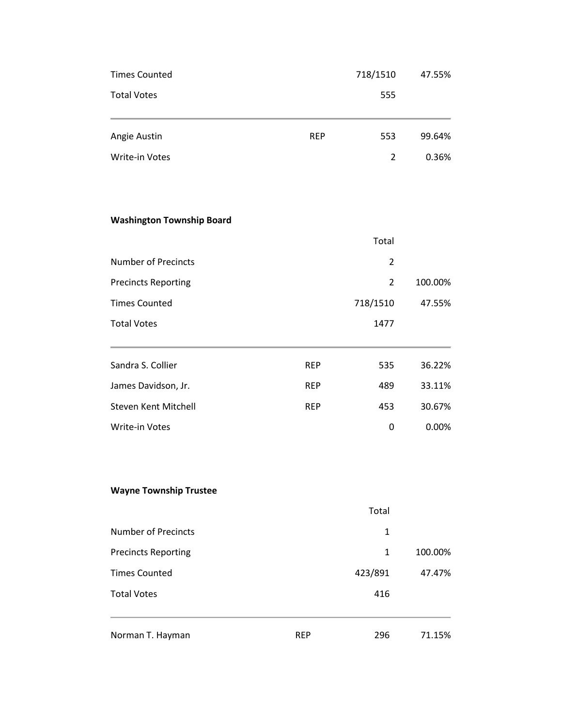| | | | |
|---|---|---|---|
| Times Counted | | 718/1510 | 47.55% |
| Total Votes | | 555 | |
| Angie Austin | REP | 553 | 99.64% |
| Write-in Votes | | 2 | 0.36% |

**Washington Township Board**

| | | Total | |
|---|---|---|---|
| Number of Precincts | | 2 | |
| Precincts Reporting | | 2 | 100.00% |
| Times Counted | | 718/1510 | 47.55% |
| Total Votes | | 1477 | |
| Sandra S. Collier | REP | 535 | 36.22% |
| James Davidson, Jr. | REP | 489 | 33.11% |
| Steven Kent Mitchell | REP | 453 | 30.67% |
| Write-in Votes | | 0 | 0.00% |

**Wayne Township Trustee**

| | | Total | |
|---|---|---|---|
| Number of Precincts | | 1 | |
| Precincts Reporting | | 1 | 100.00% |
| Times Counted | | 423/891 | 47.47% |
| Total Votes | | 416 | |
| Norman T. Hayman | REP | 296 | 71.15% |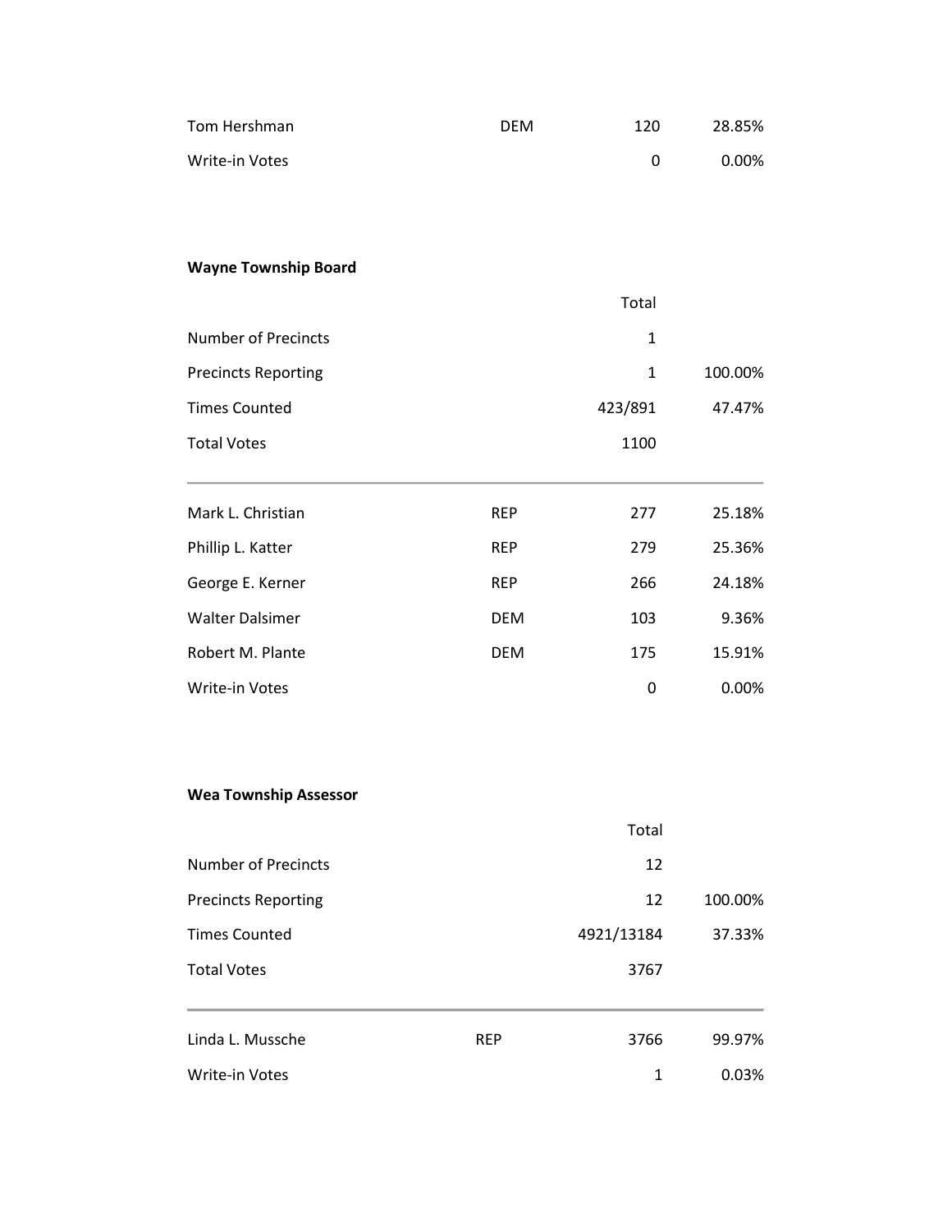| | | | |
|---|---|---|---|
| Tom Hershman | DEM | 120 | 28.85% |
| Write-in Votes | | 0 | 0.00% |

**Wayne Township Board**

| | | Total | |
|---|---|---|---|
| Number of Precincts | | 1 | |
| Precincts Reporting | | 1 | 100.00% |
| Times Counted | | 423/891 | 47.47% |
| Total Votes | | 1100 | |
| Mark L. Christian | REP | 277 | 25.18% |
| Phillip L. Katter | REP | 279 | 25.36% |
| George E. Kerner | REP | 266 | 24.18% |
| Walter Dalsimer | DEM | 103 | 9.36% |
| Robert M. Plante | DEM | 175 | 15.91% |
| Write-in Votes | | 0 | 0.00% |

**Wea Township Assessor**

| | | Total | |
|---|---|---|---|
| Number of Precincts | | 12 | |
| Precincts Reporting | | 12 | 100.00% |
| Times Counted | | 4921/13184 | 37.33% |
| Total Votes | | 3767 | |
| Linda L. Mussche | REP | 3766 | 99.97% |
| Write-in Votes | | 1 | 0.03% |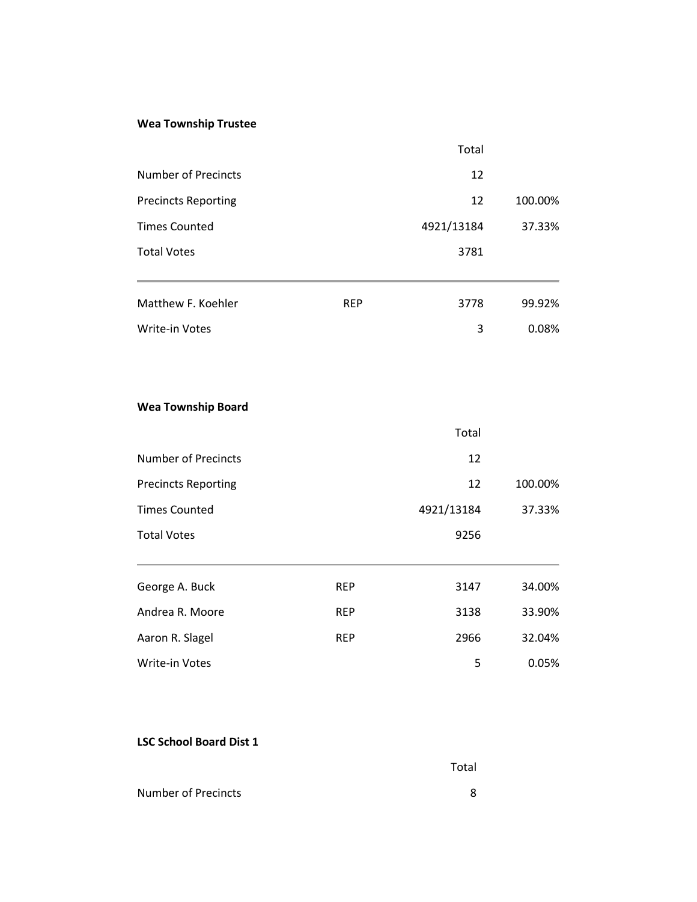**Wea Township Trustee**

| | | Total | |
|---|---|---|---|
| Number of Precincts | | 12 | |
| Precincts Reporting | | 12 | 100.00% |
| Times Counted | | 4921/13184 | 37.33% |
| Total Votes | | 3781 | |
| Matthew F. Koehler | REP | 3778 | 99.92% |
| Write-in Votes | | 3 | 0.08% |

**Wea Township Board**

| | | Total | |
|---|---|---|---|
| Number of Precincts | | 12 | |
| Precincts Reporting | | 12 | 100.00% |
| Times Counted | | 4921/13184 | 37.33% |
| Total Votes | | 9256 | |
| George A. Buck | REP | 3147 | 34.00% |
| Andrea R. Moore | REP | 3138 | 33.90% |
| Aaron R. Slagel | REP | 2966 | 32.04% |
| Write-in Votes | | 5 | 0.05% |

**LSC School Board Dist 1**

| | | Total | |
|---|---|---|---|
| Number of Precincts | | 8 | |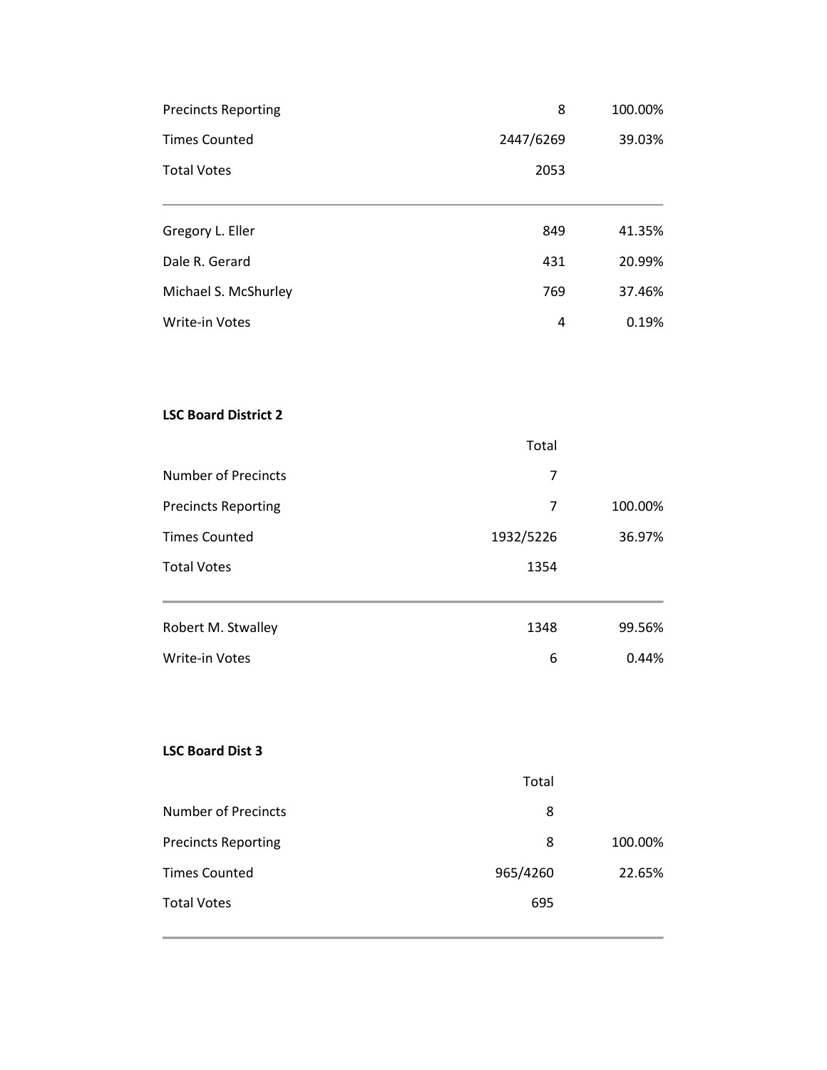| | | |
|---|---|---|
| Precincts Reporting | 8 | 100.00% |
| Times Counted | 2447/6269 | 39.03% |
| Total Votes | 2053 | |

| | | |
|---|---|---|
| Gregory L. Eller | 849 | 41.35% |
| Dale R. Gerard | 431 | 20.99% |
| Michael S. McShurley | 769 | 37.46% |
| Write-in Votes | 4 | 0.19% |

**LSC Board District 2**

| | Total | |
|---|---|---|
| Number of Precincts | 7 | |
| Precincts Reporting | 7 | 100.00% |
| Times Counted | 1932/5226 | 36.97% |
| Total Votes | 1354 | |

| | | |
|---|---|---|
| Robert M. Stwalley | 1348 | 99.56% |
| Write-in Votes | 6 | 0.44% |

**LSC Board Dist 3**

| | Total | |
|---|---|---|
| Number of Precincts | 8 | |
| Precincts Reporting | 8 | 100.00% |
| Times Counted | 965/4260 | 22.65% |
| Total Votes | 695 | |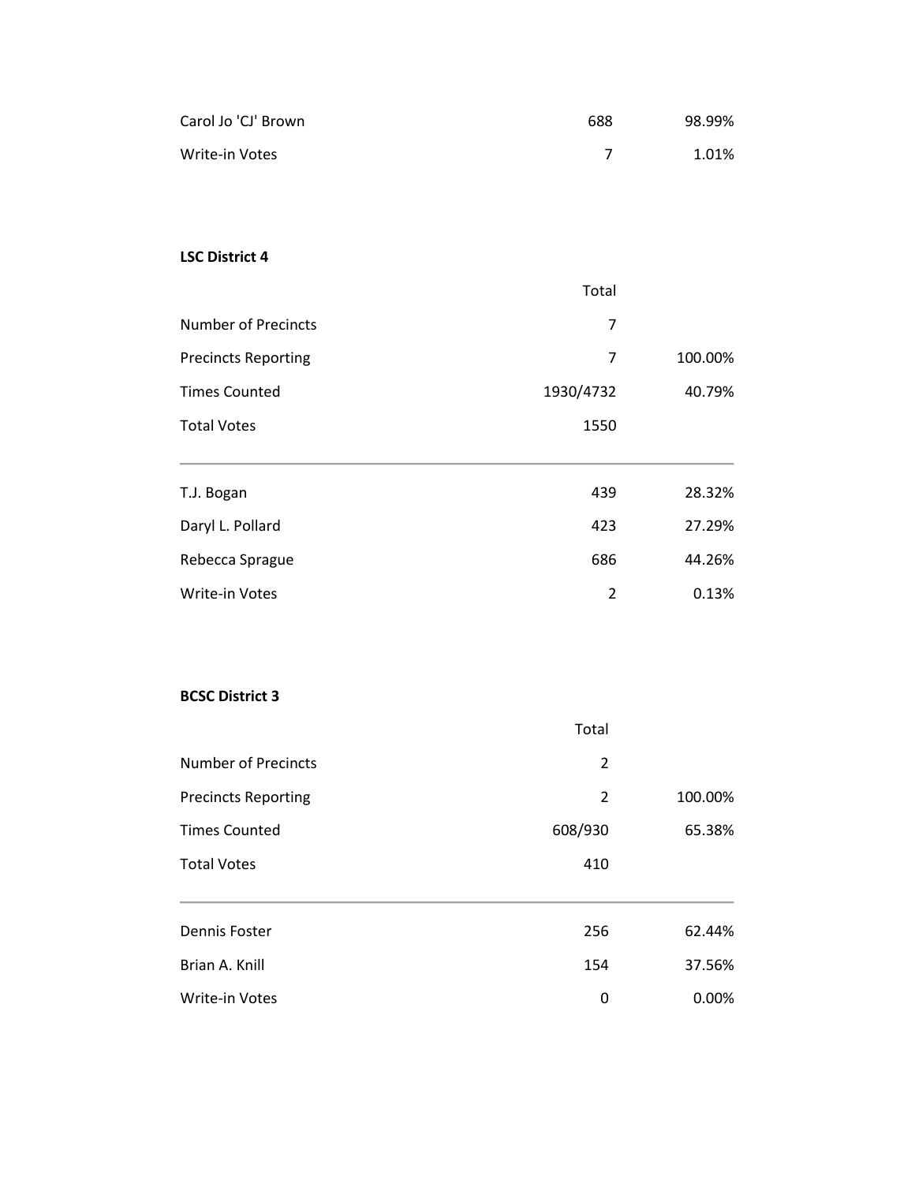| | | |
|---|---|---|
| Carol Jo 'CJ' Brown | 688 | 98.99% |
| Write-in Votes | 7 | 1.01% |

**LSC District 4**

| | Total | |
|---|---|---|
| Number of Precincts | 7 | |
| Precincts Reporting | 7 | 100.00% |
| Times Counted | 1930/4732 | 40.79% |
| Total Votes | 1550 | |

| | | |
|---|---|---|
| T.J. Bogan | 439 | 28.32% |
| Daryl L. Pollard | 423 | 27.29% |
| Rebecca Sprague | 686 | 44.26% |
| Write-in Votes | 2 | 0.13% |

**BCSC District 3**

| | Total | |
|---|---|---|
| Number of Precincts | 2 | |
| Precincts Reporting | 2 | 100.00% |
| Times Counted | 608/930 | 65.38% |
| Total Votes | 410 | |

| | | |
|---|---|---|
| Dennis Foster | 256 | 62.44% |
| Brian A. Knill | 154 | 37.56% |
| Write-in Votes | 0 | 0.00% |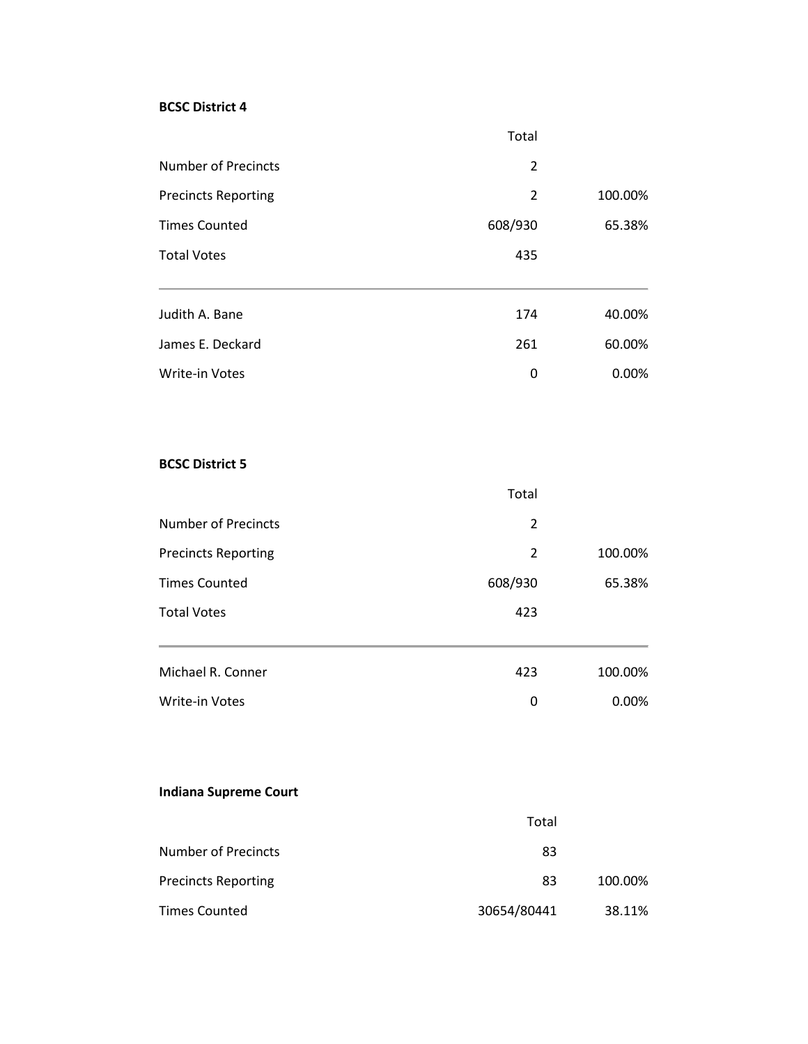**BCSC District 4**

| | Total | |
|---|---|---|
| Number of Precincts | 2 | |
| Precincts Reporting | 2 | 100.00% |
| Times Counted | 608/930 | 65.38% |
| Total Votes | 435 | |
| Judith A. Bane | 174 | 40.00% |
| James E. Deckard | 261 | 60.00% |
| Write-in Votes | 0 | 0.00% |

**BCSC District 5**

| | Total | |
|---|---|---|
| Number of Precincts | 2 | |
| Precincts Reporting | 2 | 100.00% |
| Times Counted | 608/930 | 65.38% |
| Total Votes | 423 | |
| Michael R. Conner | 423 | 100.00% |
| Write-in Votes | 0 | 0.00% |

**Indiana Supreme Court**

| | Total | |
|---|---|---|
| Number of Precincts | 83 | |
| Precincts Reporting | 83 | 100.00% |
| Times Counted | 30654/80441 | 38.11% |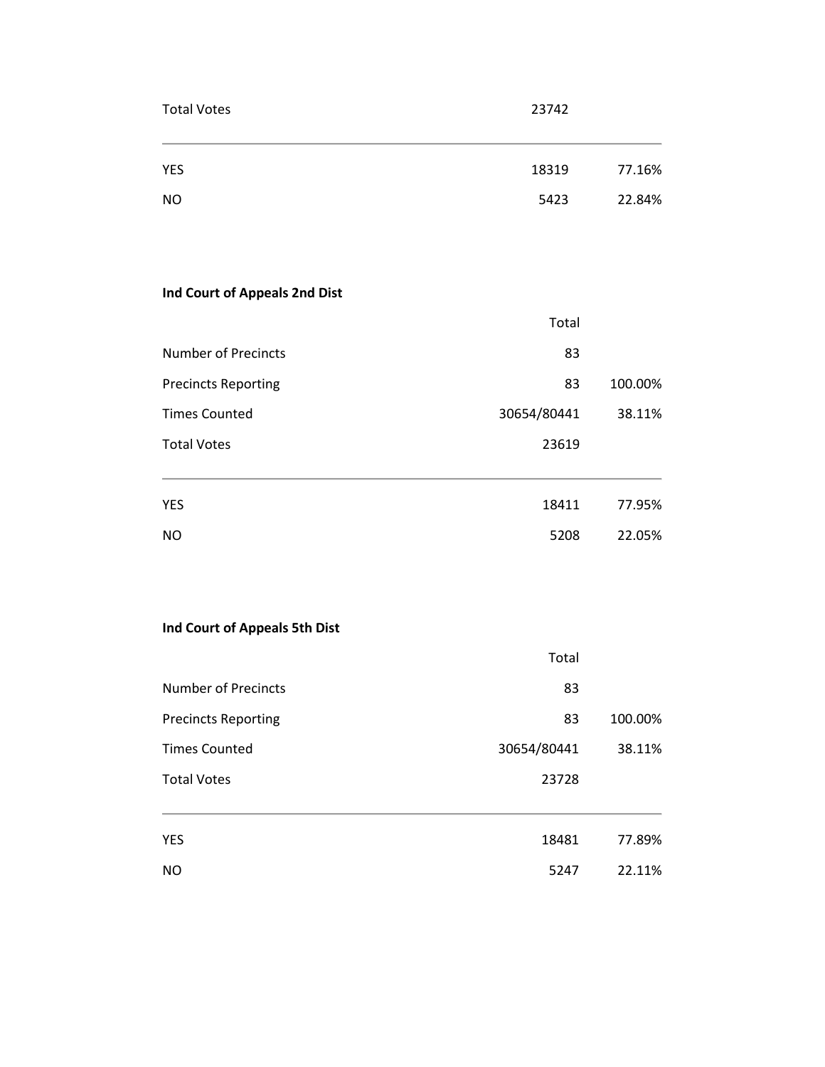| | | |
|---|---|---|
| Total Votes | 23742 | |
| YES | 18319 | 77.16% |
| NO | 5423 | 22.84% |

**Ind Court of Appeals 2nd Dist**

| | Total | |
|---|---|---|
| Number of Precincts | 83 | |
| Precincts Reporting | 83 | 100.00% |
| Times Counted | 30654/80441 | 38.11% |
| Total Votes | 23619 | |
| YES | 18411 | 77.95% |
| NO | 5208 | 22.05% |

**Ind Court of Appeals 5th Dist**

| | Total | |
|---|---|---|
| Number of Precincts | 83 | |
| Precincts Reporting | 83 | 100.00% |
| Times Counted | 30654/80441 | 38.11% |
| Total Votes | 23728 | |
| YES | 18481 | 77.89% |
| NO | 5247 | 22.11% |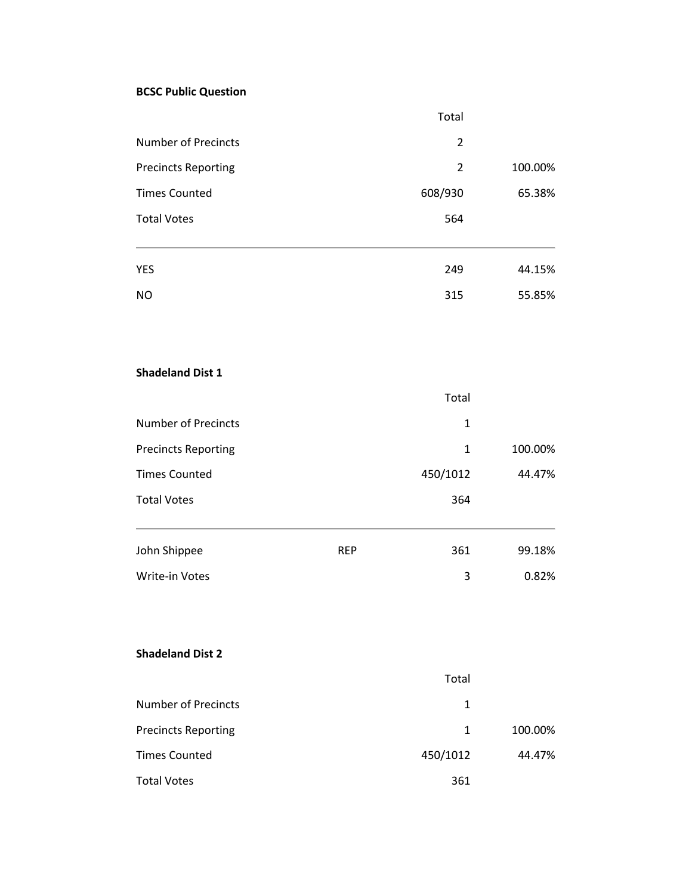**BCSC Public Question**

| | Total | |
|---|---|---|
| Number of Precincts | 2 | |
| Precincts Reporting | 2 | 100.00% |
| Times Counted | 608/930 | 65.38% |
| Total Votes | 564 | |
| YES | 249 | 44.15% |
| NO | 315 | 55.85% |

**Shadeland Dist 1**

| | | Total | |
|---|---|---|---|
| Number of Precincts | | 1 | |
| Precincts Reporting | | 1 | 100.00% |
| Times Counted | | 450/1012 | 44.47% |
| Total Votes | | 364 | |
| John Shippee | REP | 361 | 99.18% |
| Write-in Votes | | 3 | 0.82% |

**Shadeland Dist 2**

| | Total | |
|---|---|---|
| Number of Precincts | 1 | |
| Precincts Reporting | 1 | 100.00% |
| Times Counted | 450/1012 | 44.47% |
| Total Votes | 361 | |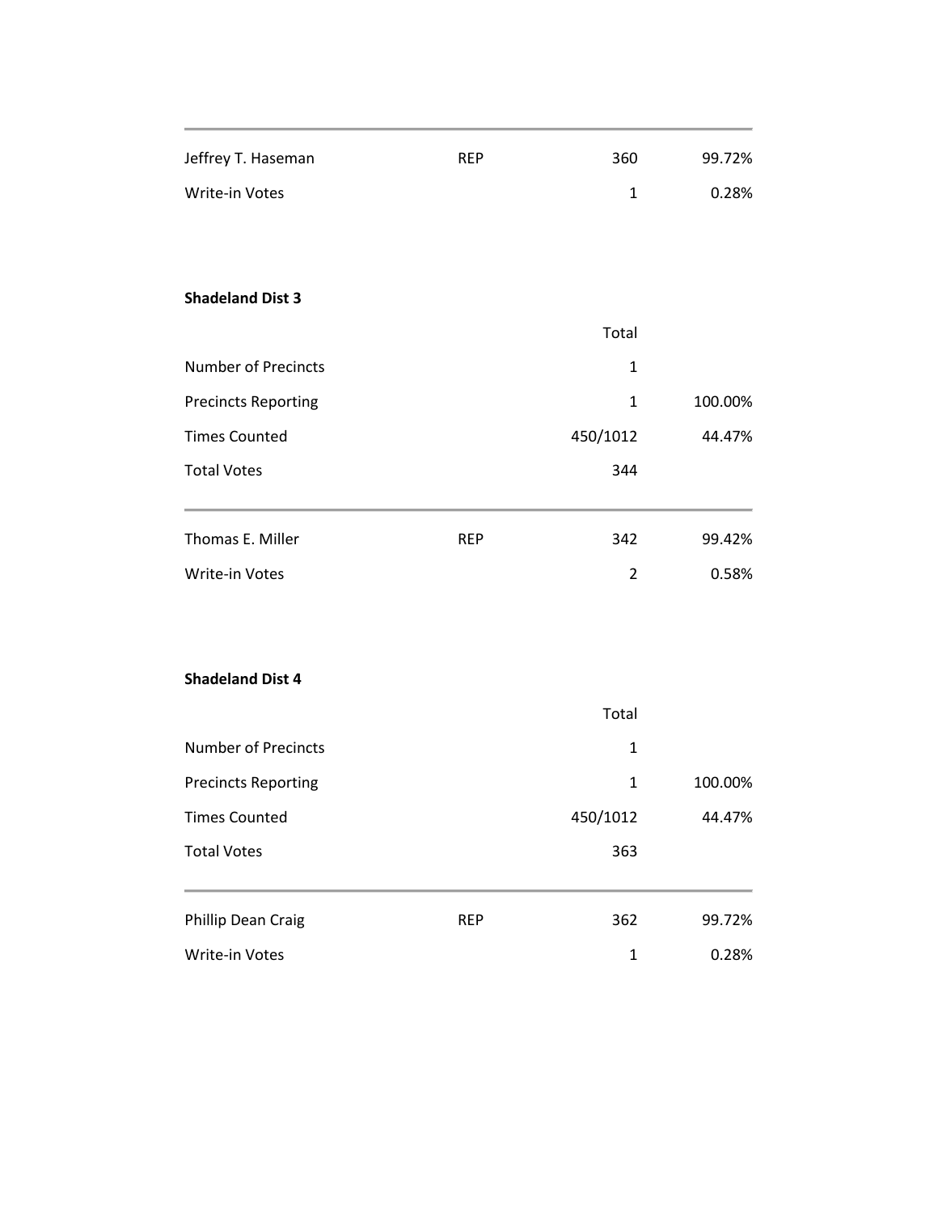| | | | |
|---|---|---|---|
| Jeffrey T. Haseman | REP | 360 | 99.72% |
| Write-in Votes | | 1 | 0.28% |

**Shadeland Dist 3**

| | | Total | |
|---|---|---|---|
| Number of Precincts | | 1 | |
| Precincts Reporting | | 1 | 100.00% |
| Times Counted | | 450/1012 | 44.47% |
| Total Votes | | 344 | |
| Thomas E. Miller | REP | 342 | 99.42% |
| Write-in Votes | | 2 | 0.58% |

**Shadeland Dist 4**

| | | Total | |
|---|---|---|---|
| Number of Precincts | | 1 | |
| Precincts Reporting | | 1 | 100.00% |
| Times Counted | | 450/1012 | 44.47% |
| Total Votes | | 363 | |
| Phillip Dean Craig | REP | 362 | 99.72% |
| Write-in Votes | | 1 | 0.28% |